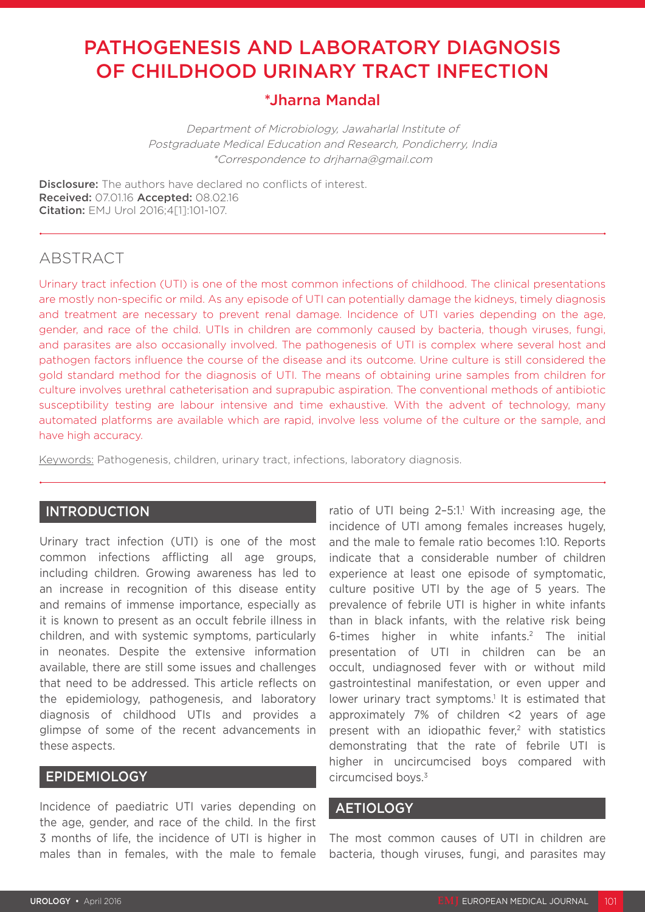# PATHOGENESIS AND LABORATORY DIAGNOSIS OF CHILDHOOD URINARY TRACT INFECTION

## *Jharna Mandal

*Department of Microbiology, Jawaharlal Institute of Postgraduate Medical Education and Research, Pondicherry, India*
*\*Correspondence to drjharna@gmail.com*

**Disclosure:** The authors have declared no conflicts of interest.
**Received:** 07.01.16 **Accepted:** 08.02.16
**Citation:** EMJ Urol 2016;4[1]:101-107.

## ABSTRACT

Urinary tract infection (UTI) is one of the most common infections of childhood. The clinical presentations are mostly non-specific or mild. As any episode of UTI can potentially damage the kidneys, timely diagnosis and treatment are necessary to prevent renal damage. Incidence of UTI varies depending on the age, gender, and race of the child. UTIs in children are commonly caused by bacteria, though viruses, fungi, and parasites are also occasionally involved. The pathogenesis of UTI is complex where several host and pathogen factors influence the course of the disease and its outcome. Urine culture is still considered the gold standard method for the diagnosis of UTI. The means of obtaining urine samples from children for culture involves urethral catheterisation and suprapubic aspiration. The conventional methods of antibiotic susceptibility testing are labour intensive and time exhaustive. With the advent of technology, many automated platforms are available which are rapid, involve less volume of the culture or the sample, and have high accuracy.

Keywords: Pathogenesis, children, urinary tract, infections, laboratory diagnosis.

## INTRODUCTION

Urinary tract infection (UTI) is one of the most common infections afflicting all age groups, including children. Growing awareness has led to an increase in recognition of this disease entity and remains of immense importance, especially as it is known to present as an occult febrile illness in children, and with systemic symptoms, particularly in neonates. Despite the extensive information available, there are still some issues and challenges that need to be addressed. This article reflects on the epidemiology, pathogenesis, and laboratory diagnosis of childhood UTIs and provides a glimpse of some of the recent advancements in these aspects.

## EPIDEMIOLOGY

Incidence of paediatric UTI varies depending on the age, gender, and race of the child. In the first 3 months of life, the incidence of UTI is higher in males than in females, with the male to female ratio of UTI being 2–5:1.[1] With increasing age, the incidence of UTI among females increases hugely, and the male to female ratio becomes 1:10. Reports indicate that a considerable number of children experience at least one episode of symptomatic, culture positive UTI by the age of 5 years. The prevalence of febrile UTI is higher in white infants than in black infants, with the relative risk being 6-times higher in white infants.[2] The initial presentation of UTI in children can be an occult, undiagnosed fever with or without mild gastrointestinal manifestation, or even upper and lower urinary tract symptoms.[1] It is estimated that approximately 7% of children <2 years of age present with an idiopathic fever,[2] with statistics demonstrating that the rate of febrile UTI is higher in uncircumcised boys compared with circumcised boys.[3]

## AETIOLOGY

The most common causes of UTI in children are bacteria, though viruses, fungi, and parasites may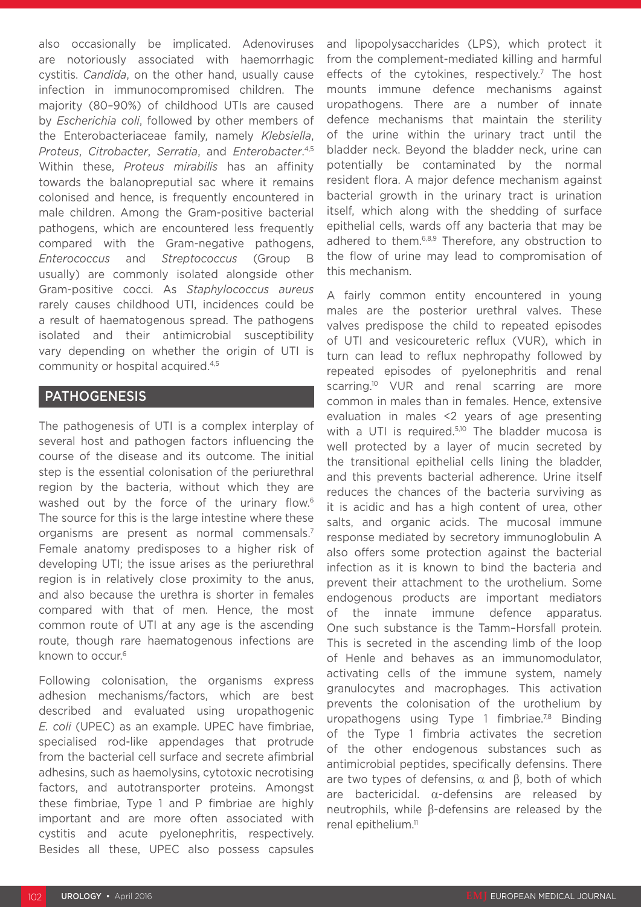also occasionally be implicated. Adenoviruses are notoriously associated with haemorrhagic cystitis. *Candida*, on the other hand, usually cause infection in immunocompromised children. The majority (80–90%) of childhood UTIs are caused by *Escherichia coli*, followed by other members of the Enterobacteriaceae family, namely *Klebsiella*, *Proteus*, *Citrobacter*, *Serratia*, and *Enterobacter*.[4,5] Within these, *Proteus mirabilis* has an affinity towards the balanopreputial sac where it remains colonised and hence, is frequently encountered in male children. Among the Gram-positive bacterial pathogens, which are encountered less frequently compared with the Gram-negative pathogens, *Enterococcus* and *Streptococcus* (Group B usually) are commonly isolated alongside other Gram-positive cocci. As *Staphylococcus aureus* rarely causes childhood UTI, incidences could be a result of haematogenous spread. The pathogens isolated and their antimicrobial susceptibility vary depending on whether the origin of UTI is community or hospital acquired.[4,5]

## PATHOGENESIS

The pathogenesis of UTI is a complex interplay of several host and pathogen factors influencing the course of the disease and its outcome. The initial step is the essential colonisation of the periurethral region by the bacteria, without which they are washed out by the force of the urinary flow.[6] The source for this is the large intestine where these organisms are present as normal commensals.[7] Female anatomy predisposes to a higher risk of developing UTI; the issue arises as the periurethral region is in relatively close proximity to the anus, and also because the urethra is shorter in females compared with that of men. Hence, the most common route of UTI at any age is the ascending route, though rare haematogenous infections are known to occur.[6]

Following colonisation, the organisms express adhesion mechanisms/factors, which are best described and evaluated using uropathogenic *E. coli* (UPEC) as an example. UPEC have fimbriae, specialised rod-like appendages that protrude from the bacterial cell surface and secrete afimbrial adhesins, such as haemolysins, cytotoxic necrotising factors, and autotransporter proteins. Amongst these fimbriae, Type 1 and P fimbriae are highly important and are more often associated with cystitis and acute pyelonephritis, respectively. Besides all these, UPEC also possess capsules and lipopolysaccharides (LPS), which protect it from the complement-mediated killing and harmful effects of the cytokines, respectively.[7] The host mounts immune defence mechanisms against uropathogens. There are a number of innate defence mechanisms that maintain the sterility of the urine within the urinary tract until the bladder neck. Beyond the bladder neck, urine can potentially be contaminated by the normal resident flora. A major defence mechanism against bacterial growth in the urinary tract is urination itself, which along with the shedding of surface epithelial cells, wards off any bacteria that may be adhered to them.[6,8,9] Therefore, any obstruction to the flow of urine may lead to compromisation of this mechanism.

A fairly common entity encountered in young males are the posterior urethral valves. These valves predispose the child to repeated episodes of UTI and vesicoureteric reflux (VUR), which in turn can lead to reflux nephropathy followed by repeated episodes of pyelonephritis and renal scarring.[10] VUR and renal scarring are more common in males than in females. Hence, extensive evaluation in males <2 years of age presenting with a UTI is required.[5,10] The bladder mucosa is well protected by a layer of mucin secreted by the transitional epithelial cells lining the bladder, and this prevents bacterial adherence. Urine itself reduces the chances of the bacteria surviving as it is acidic and has a high content of urea, other salts, and organic acids. The mucosal immune response mediated by secretory immunoglobulin A also offers some protection against the bacterial infection as it is known to bind the bacteria and prevent their attachment to the urothelium. Some endogenous products are important mediators of the innate immune defence apparatus. One such substance is the Tamm–Horsfall protein. This is secreted in the ascending limb of the loop of Henle and behaves as an immunomodulator, activating cells of the immune system, namely granulocytes and macrophages. This activation prevents the colonisation of the urothelium by uropathogens using Type 1 fimbriae.[7,8] Binding of the Type 1 fimbria activates the secretion of the other endogenous substances such as antimicrobial peptides, specifically defensins. There are two types of defensins, α and β, both of which are bactericidal. α-defensins are released by neutrophils, while β-defensins are released by the renal epithelium.[11]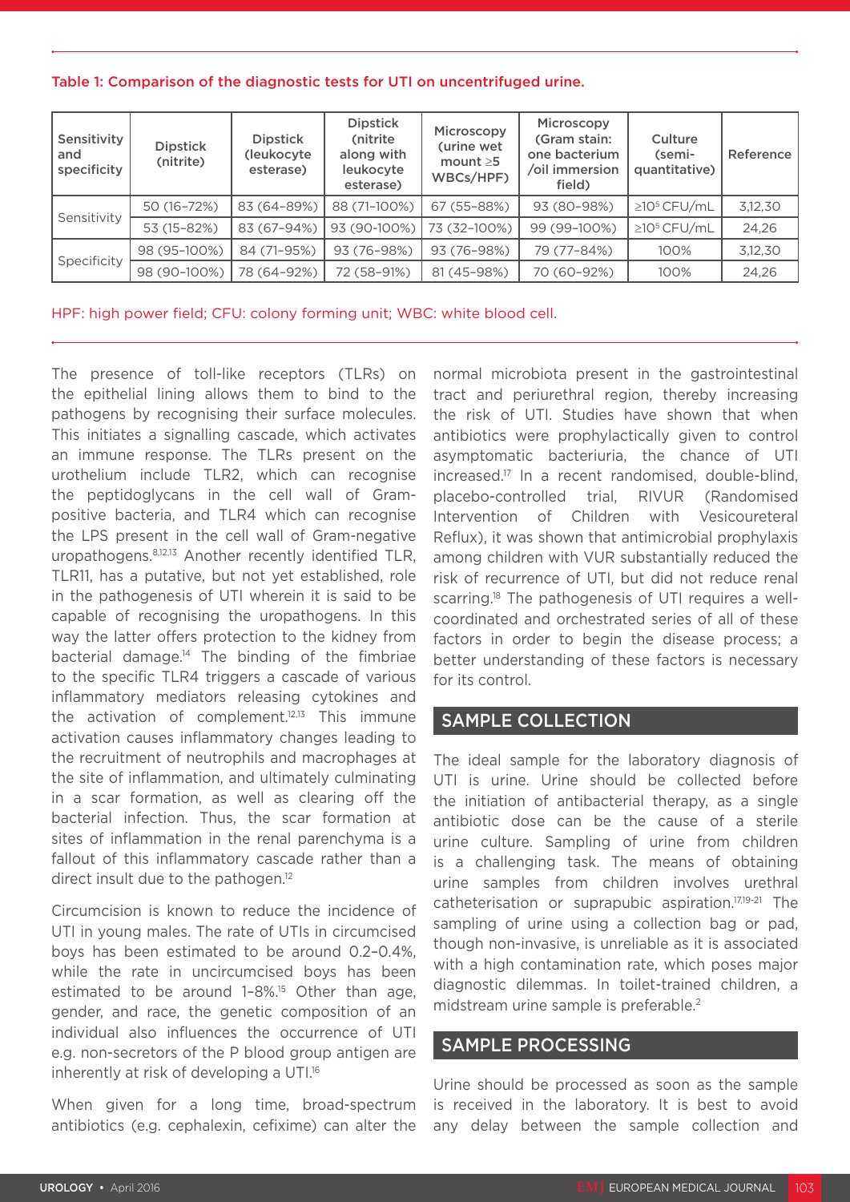Table 1: Comparison of the diagnostic tests for UTI on uncentrifuged urine.

| Sensitivity and specificity | Dipstick (nitrite) | Dipstick (leukocyte esterase) | Dipstick (nitrite along with leukocyte esterase) | Microscopy (urine wet mount ≥5 WBCs/HPF) | Microscopy (Gram stain: one bacterium /oil immersion field) | Culture (semi-quantitative) | Reference |
|---|---|---|---|---|---|---|---|
| Sensitivity | 50 (16–72%) | 83 (64–89%) | 88 (71–100%) | 67 (55–88%) | 93 (80–98%) | ≥10⁵ CFU/mL | 3,12,30 |
| | 53 (15–82%) | 83 (67–94%) | 93 (90-100%) | 73 (32–100%) | 99 (99–100%) | ≥10⁵ CFU/mL | 24,26 |
| Specificity | 98 (95–100%) | 84 (71–95%) | 93 (76–98%) | 93 (76–98%) | 79 (77–84%) | 100% | 3,12,30 |
| | 98 (90–100%) | 78 (64–92%) | 72 (58–91%) | 81 (45–98%) | 70 (60–92%) | 100% | 24,26 |

HPF: high power field; CFU: colony forming unit; WBC: white blood cell.

The presence of toll-like receptors (TLRs) on the epithelial lining allows them to bind to the pathogens by recognising their surface molecules. This initiates a signalling cascade, which activates an immune response. The TLRs present on the urothelium include TLR2, which can recognise the peptidoglycans in the cell wall of Gram-positive bacteria, and TLR4 which can recognise the LPS present in the cell wall of Gram-negative uropathogens.[8,12,13] Another recently identified TLR, TLR11, has a putative, but not yet established, role in the pathogenesis of UTI wherein it is said to be capable of recognising the uropathogens. In this way the latter offers protection to the kidney from bacterial damage.[14] The binding of the fimbriae to the specific TLR4 triggers a cascade of various inflammatory mediators releasing cytokines and the activation of complement.[12,13] This immune activation causes inflammatory changes leading to the recruitment of neutrophils and macrophages at the site of inflammation, and ultimately culminating in a scar formation, as well as clearing off the bacterial infection. Thus, the scar formation at sites of inflammation in the renal parenchyma is a fallout of this inflammatory cascade rather than a direct insult due to the pathogen.[12]

Circumcision is known to reduce the incidence of UTI in young males. The rate of UTIs in circumcised boys has been estimated to be around 0.2–0.4%, while the rate in uncircumcised boys has been estimated to be around 1–8%.[15] Other than age, gender, and race, the genetic composition of an individual also influences the occurrence of UTI e.g. non-secretors of the P blood group antigen are inherently at risk of developing a UTI.[16]

When given for a long time, broad-spectrum antibiotics (e.g. cephalexin, cefixime) can alter the normal microbiota present in the gastrointestinal tract and periurethral region, thereby increasing the risk of UTI. Studies have shown that when antibiotics were prophylactically given to control asymptomatic bacteriuria, the chance of UTI increased.[17] In a recent randomised, double-blind, placebo-controlled trial, RIVUR (Randomised Intervention of Children with Vesicoureteral Reflux), it was shown that antimicrobial prophylaxis among children with VUR substantially reduced the risk of recurrence of UTI, but did not reduce renal scarring.[18] The pathogenesis of UTI requires a well-coordinated and orchestrated series of all of these factors in order to begin the disease process; a better understanding of these factors is necessary for its control.

## SAMPLE COLLECTION

The ideal sample for the laboratory diagnosis of UTI is urine. Urine should be collected before the initiation of antibacterial therapy, as a single antibiotic dose can be the cause of a sterile urine culture. Sampling of urine from children is a challenging task. The means of obtaining urine samples from children involves urethral catheterisation or suprapubic aspiration.[17,19-21] The sampling of urine using a collection bag or pad, though non-invasive, is unreliable as it is associated with a high contamination rate, which poses major diagnostic dilemmas. In toilet-trained children, a midstream urine sample is preferable.[2]

## SAMPLE PROCESSING

Urine should be processed as soon as the sample is received in the laboratory. It is best to avoid any delay between the sample collection and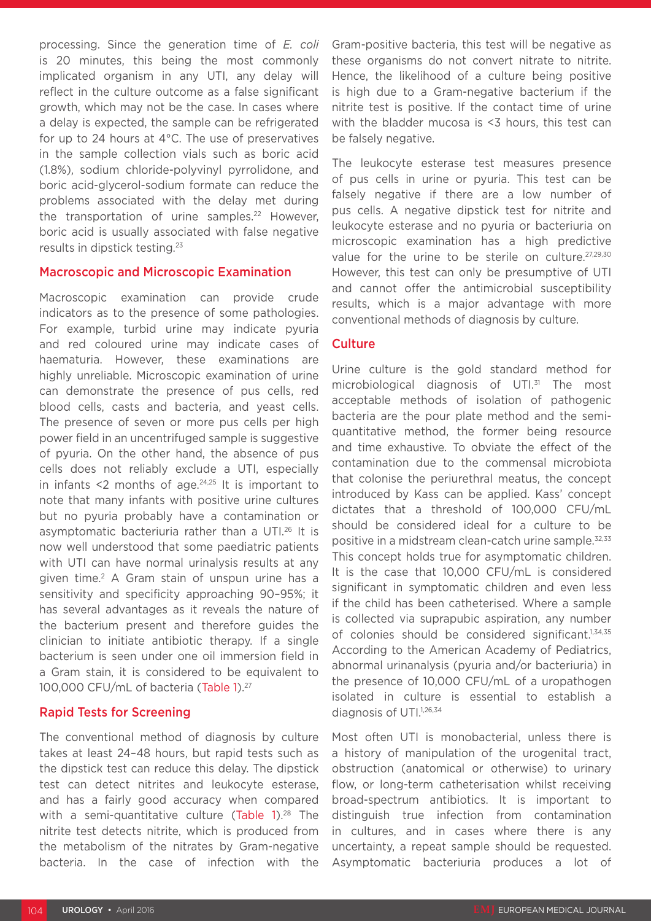processing. Since the generation time of *E. coli* is 20 minutes, this being the most commonly implicated organism in any UTI, any delay will reflect in the culture outcome as a false significant growth, which may not be the case. In cases where a delay is expected, the sample can be refrigerated for up to 24 hours at 4°C. The use of preservatives in the sample collection vials such as boric acid (1.8%), sodium chloride-polyvinyl pyrrolidone, and boric acid-glycerol-sodium formate can reduce the problems associated with the delay met during the transportation of urine samples.[22] However, boric acid is usually associated with false negative results in dipstick testing.[23]

## Macroscopic and Microscopic Examination

Macroscopic examination can provide crude indicators as to the presence of some pathologies. For example, turbid urine may indicate pyuria and red coloured urine may indicate cases of haematuria. However, these examinations are highly unreliable. Microscopic examination of urine can demonstrate the presence of pus cells, red blood cells, casts and bacteria, and yeast cells. The presence of seven or more pus cells per high power field in an uncentrifuged sample is suggestive of pyuria. On the other hand, the absence of pus cells does not reliably exclude a UTI, especially in infants <2 months of age.[24,25] It is important to note that many infants with positive urine cultures but no pyuria probably have a contamination or asymptomatic bacteriuria rather than a UTI.[26] It is now well understood that some paediatric patients with UTI can have normal urinalysis results at any given time.[2] A Gram stain of unspun urine has a sensitivity and specificity approaching 90–95%; it has several advantages as it reveals the nature of the bacterium present and therefore guides the clinician to initiate antibiotic therapy. If a single bacterium is seen under one oil immersion field in a Gram stain, it is considered to be equivalent to 100,000 CFU/mL of bacteria (Table 1).[27]

## Rapid Tests for Screening

The conventional method of diagnosis by culture takes at least 24–48 hours, but rapid tests such as the dipstick test can reduce this delay. The dipstick test can detect nitrites and leukocyte esterase, and has a fairly good accuracy when compared with a semi-quantitative culture (Table 1).[28] The nitrite test detects nitrite, which is produced from the metabolism of the nitrates by Gram-negative bacteria. In the case of infection with the Gram-positive bacteria, this test will be negative as these organisms do not convert nitrate to nitrite. Hence, the likelihood of a culture being positive is high due to a Gram-negative bacterium if the nitrite test is positive. If the contact time of urine with the bladder mucosa is <3 hours, this test can be falsely negative.

The leukocyte esterase test measures presence of pus cells in urine or pyuria. This test can be falsely negative if there are a low number of pus cells. A negative dipstick test for nitrite and leukocyte esterase and no pyuria or bacteriuria on microscopic examination has a high predictive value for the urine to be sterile on culture.[27,29,30] However, this test can only be presumptive of UTI and cannot offer the antimicrobial susceptibility results, which is a major advantage with more conventional methods of diagnosis by culture.

## Culture

Urine culture is the gold standard method for microbiological diagnosis of UTI.[31] The most acceptable methods of isolation of pathogenic bacteria are the pour plate method and the semi-quantitative method, the former being resource and time exhaustive. To obviate the effect of the contamination due to the commensal microbiota that colonise the periurethral meatus, the concept introduced by Kass can be applied. Kass' concept dictates that a threshold of 100,000 CFU/mL should be considered ideal for a culture to be positive in a midstream clean-catch urine sample.[32,33] This concept holds true for asymptomatic children. It is the case that 10,000 CFU/mL is considered significant in symptomatic children and even less if the child has been catheterised. Where a sample is collected via suprapubic aspiration, any number of colonies should be considered significant.[1,34,35] According to the American Academy of Pediatrics, abnormal urinanalysis (pyuria and/or bacteriuria) in the presence of 10,000 CFU/mL of a uropathogen isolated in culture is essential to establish a diagnosis of UTI.[1,26,34]

Most often UTI is monobacterial, unless there is a history of manipulation of the urogenital tract, obstruction (anatomical or otherwise) to urinary flow, or long-term catheterisation whilst receiving broad-spectrum antibiotics. It is important to distinguish true infection from contamination in cultures, and in cases where there is any uncertainty, a repeat sample should be requested. Asymptomatic bacteriuria produces a lot of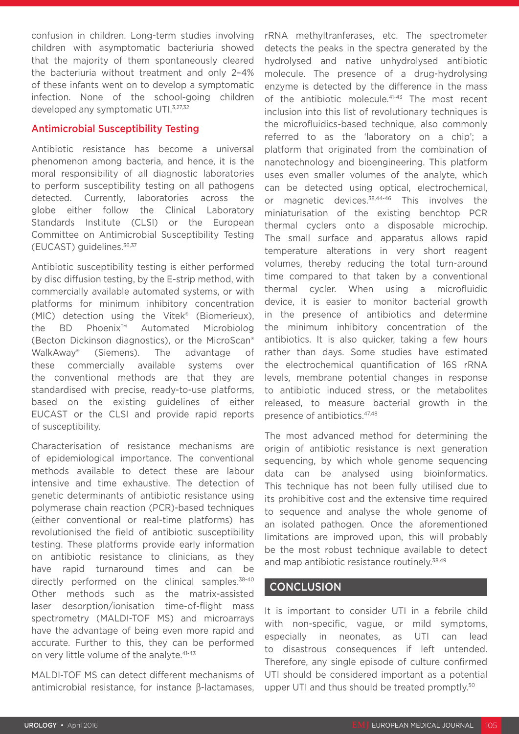confusion in children. Long-term studies involving children with asymptomatic bacteriuria showed that the majority of them spontaneously cleared the bacteriuria without treatment and only 2–4% of these infants went on to develop a symptomatic infection. None of the school-going children developed any symptomatic UTI.[3,27,32]

## Antimicrobial Susceptibility Testing

Antibiotic resistance has become a universal phenomenon among bacteria, and hence, it is the moral responsibility of all diagnostic laboratories to perform susceptibility testing on all pathogens detected. Currently, laboratories across the globe either follow the Clinical Laboratory Standards Institute (CLSI) or the European Committee on Antimicrobial Susceptibility Testing (EUCAST) guidelines.[36,37]

Antibiotic susceptibility testing is either performed by disc diffusion testing, by the E-strip method, with commercially available automated systems, or with platforms for minimum inhibitory concentration (MIC) detection using the Vitek® (Biomerieux), the BD Phoenix™ Automated Microbiolog (Becton Dickinson diagnostics), or the MicroScan® WalkAway® (Siemens). The advantage of these commercially available systems over the conventional methods are that they are standardised with precise, ready-to-use platforms, based on the existing guidelines of either EUCAST or the CLSI and provide rapid reports of susceptibility.

Characterisation of resistance mechanisms are of epidemiological importance. The conventional methods available to detect these are labour intensive and time exhaustive. The detection of genetic determinants of antibiotic resistance using polymerase chain reaction (PCR)-based techniques (either conventional or real-time platforms) has revolutionised the field of antibiotic susceptibility testing. These platforms provide early information on antibiotic resistance to clinicians, as they have rapid turnaround times and can be directly performed on the clinical samples.[38-40] Other methods such as the matrix-assisted laser desorption/ionisation time-of-flight mass spectrometry (MALDI-TOF MS) and microarrays have the advantage of being even more rapid and accurate. Further to this, they can be performed on very little volume of the analyte.[41-43]

MALDI-TOF MS can detect different mechanisms of antimicrobial resistance, for instance β-lactamases, rRNA methyltranferases, etc. The spectrometer detects the peaks in the spectra generated by the hydrolysed and native unhydrolysed antibiotic molecule. The presence of a drug-hydrolysing enzyme is detected by the difference in the mass of the antibiotic molecule.[41-43] The most recent inclusion into this list of revolutionary techniques is the microfluidics-based technique, also commonly referred to as the 'laboratory on a chip'; a platform that originated from the combination of nanotechnology and bioengineering. This platform uses even smaller volumes of the analyte, which can be detected using optical, electrochemical, or magnetic devices.[38,44-46] This involves the miniaturisation of the existing benchtop PCR thermal cyclers onto a disposable microchip. The small surface and apparatus allows rapid temperature alterations in very short reagent volumes, thereby reducing the total turn-around time compared to that taken by a conventional thermal cycler. When using a microfluidic device, it is easier to monitor bacterial growth in the presence of antibiotics and determine the minimum inhibitory concentration of the antibiotics. It is also quicker, taking a few hours rather than days. Some studies have estimated the electrochemical quantification of 16S rRNA levels, membrane potential changes in response to antibiotic induced stress, or the metabolites released, to measure bacterial growth in the presence of antibiotics.[47,48]

The most advanced method for determining the origin of antibiotic resistance is next generation sequencing, by which whole genome sequencing data can be analysed using bioinformatics. This technique has not been fully utilised due to its prohibitive cost and the extensive time required to sequence and analyse the whole genome of an isolated pathogen. Once the aforementioned limitations are improved upon, this will probably be the most robust technique available to detect and map antibiotic resistance routinely.[38,49]

## CONCLUSION

It is important to consider UTI in a febrile child with non-specific, vague, or mild symptoms, especially in neonates, as UTI can lead to disastrous consequences if left untended. Therefore, any single episode of culture confirmed UTI should be considered important as a potential upper UTI and thus should be treated promptly.[50]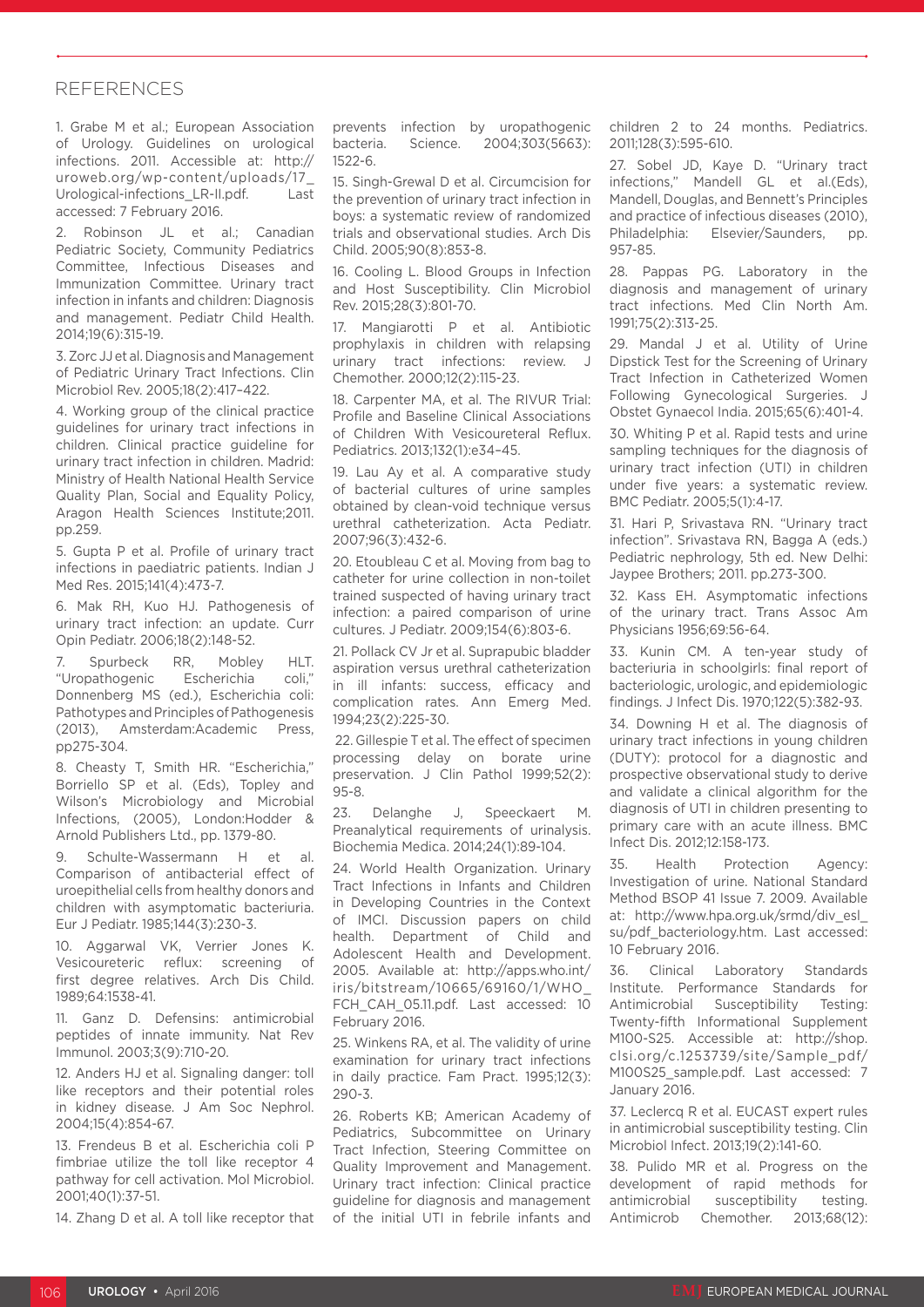## REFERENCES

1. Grabe M et al.; European Association of Urology. Guidelines on urological infections. 2011. Accessible at: http://uroweb.org/wp-content/uploads/17_Urological-infections_LR-II.pdf. Last accessed: 7 February 2016.

2. Robinson JL et al.; Canadian Pediatric Society, Community Pediatrics Committee, Infectious Diseases and Immunization Committee. Urinary tract infection in infants and children: Diagnosis and management. Pediatr Child Health. 2014;19(6):315-19.

3. Zorc JJ et al. Diagnosis and Management of Pediatric Urinary Tract Infections. Clin Microbiol Rev. 2005;18(2):417–422.

4. Working group of the clinical practice guidelines for urinary tract infections in children. Clinical practice guideline for urinary tract infection in children. Madrid: Ministry of Health National Health Service Quality Plan, Social and Equality Policy, Aragon Health Sciences Institute;2011. pp.259.

5. Gupta P et al. Profile of urinary tract infections in paediatric patients. Indian J Med Res. 2015;141(4):473-7.

6. Mak RH, Kuo HJ. Pathogenesis of urinary tract infection: an update. Curr Opin Pediatr. 2006;18(2):148-52.

7. Spurbeck RR, Mobley HLT. "Uropathogenic Escherichia coli," Donnenberg MS (ed.), Escherichia coli: Pathotypes and Principles of Pathogenesis (2013), Amsterdam:Academic Press, pp275-304.

8. Cheasty T, Smith HR. "Escherichia," Borriello SP et al. (Eds), Topley and Wilson's Microbiology and Microbial Infections, (2005), London:Hodder & Arnold Publishers Ltd., pp. 1379-80.

9. Schulte-Wassermann H et al. Comparison of antibacterial effect of uroepithelial cells from healthy donors and children with asymptomatic bacteriuria. Eur J Pediatr. 1985;144(3):230-3.

10. Aggarwal VK, Verrier Jones K. Vesicoureteric reflux: screening of first degree relatives. Arch Dis Child. 1989;64:1538-41.

11. Ganz D. Defensins: antimicrobial peptides of innate immunity. Nat Rev Immunol. 2003;3(9):710-20.

12. Anders HJ et al. Signaling danger: toll like receptors and their potential roles in kidney disease. J Am Soc Nephrol. 2004;15(4):854-67.

13. Frendeus B et al. Escherichia coli P fimbriae utilize the toll like receptor 4 pathway for cell activation. Mol Microbiol. 2001;40(1):37-51.

14. Zhang D et al. A toll like receptor that prevents infection by uropathogenic bacteria. Science. 2004;303(5663):1522-6.

15. Singh-Grewal D et al. Circumcision for the prevention of urinary tract infection in boys: a systematic review of randomized trials and observational studies. Arch Dis Child. 2005;90(8):853-8.

16. Cooling L. Blood Groups in Infection and Host Susceptibility. Clin Microbiol Rev. 2015;28(3):801-70.

17. Mangiarotti P et al. Antibiotic prophylaxis in children with relapsing urinary tract infections: review. J Chemother. 2000;12(2):115-23.

18. Carpenter MA, et al. The RIVUR Trial: Profile and Baseline Clinical Associations of Children With Vesicoureteral Reflux. Pediatrics. 2013;132(1):e34–45.

19. Lau Ay et al. A comparative study of bacterial cultures of urine samples obtained by clean-void technique versus urethral catheterization. Acta Pediatr. 2007;96(3):432-6.

20. Etoubleau C et al. Moving from bag to catheter for urine collection in non-toilet trained suspected of having urinary tract infection: a paired comparison of urine cultures. J Pediatr. 2009;154(6):803-6.

21. Pollack CV Jr et al. Suprapubic bladder aspiration versus urethral catheterization in ill infants: success, efficacy and complication rates. Ann Emerg Med. 1994;23(2):225-30.

22. Gillespie T et al. The effect of specimen processing delay on borate urine preservation. J Clin Pathol 1999;52(2):95-8.

23. Delanghe J, Speeckaert M. Preanalytical requirements of urinalysis. Biochemia Medica. 2014;24(1):89-104.

24. World Health Organization. Urinary Tract Infections in Infants and Children in Developing Countries in the Context of IMCI. Discussion papers on child health. Department of Child and Adolescent Health and Development. 2005. Available at: http://apps.who.int/iris/bitstream/10665/69160/1/WHO_FCH_CAH_05.11.pdf. Last accessed: 10 February 2016.

25. Winkens RA, et al. The validity of urine examination for urinary tract infections in daily practice. Fam Pract. 1995;12(3):290-3.

26. Roberts KB; American Academy of Pediatrics, Subcommittee on Urinary Tract Infection, Steering Committee on Quality Improvement and Management. Urinary tract infection: Clinical practice guideline for diagnosis and management of the initial UTI in febrile infants and children 2 to 24 months. Pediatrics. 2011;128(3):595-610.

27. Sobel JD, Kaye D. "Urinary tract infections," Mandell GL et al.(Eds), Mandell, Douglas, and Bennett's Principles and practice of infectious diseases (2010), Philadelphia: Elsevier/Saunders, pp. 957-85.

28. Pappas PG. Laboratory in the diagnosis and management of urinary tract infections. Med Clin North Am. 1991;75(2):313-25.

29. Mandal J et al. Utility of Urine Dipstick Test for the Screening of Urinary Tract Infection in Catheterized Women Following Gynecological Surgeries. J Obstet Gynaecol India. 2015;65(6):401-4.

30. Whiting P et al. Rapid tests and urine sampling techniques for the diagnosis of urinary tract infection (UTI) in children under five years: a systematic review. BMC Pediatr. 2005;5(1):4-17.

31. Hari P, Srivastava RN. "Urinary tract infection". Srivastava RN, Bagga A (eds.) Pediatric nephrology, 5th ed. New Delhi: Jaypee Brothers; 2011. pp.273-300.

32. Kass EH. Asymptomatic infections of the urinary tract. Trans Assoc Am Physicians 1956;69:56-64.

33. Kunin CM. A ten-year study of bacteriuria in schoolgirls: final report of bacteriologic, urologic, and epidemiologic findings. J Infect Dis. 1970;122(5):382-93.

34. Downing H et al. The diagnosis of urinary tract infections in young children (DUTY): protocol for a diagnostic and prospective observational study to derive and validate a clinical algorithm for the diagnosis of UTI in children presenting to primary care with an acute illness. BMC Infect Dis. 2012;12:158-173.

35. Health Protection Agency: Investigation of urine. National Standard Method BSOP 41 Issue 7. 2009. Available at: http://www.hpa.org.uk/srmd/div_esl_su/pdf_bacteriology.htm. Last accessed: 10 February 2016.

36. Clinical Laboratory Standards Institute. Performance Standards for Antimicrobial Susceptibility Testing: Twenty-fifth Informational Supplement M100-S25. Accessible at: http://shop.clsi.org/c.1253739/site/Sample_pdf/M100S25_sample.pdf. Last accessed: 7 January 2016.

37. Leclercq R et al. EUCAST expert rules in antimicrobial susceptibility testing. Clin Microbiol Infect. 2013;19(2):141-60.

38. Pulido MR et al. Progress on the development of rapid methods for antimicrobial susceptibility testing. Antimicrob Chemother. 2013;68(12):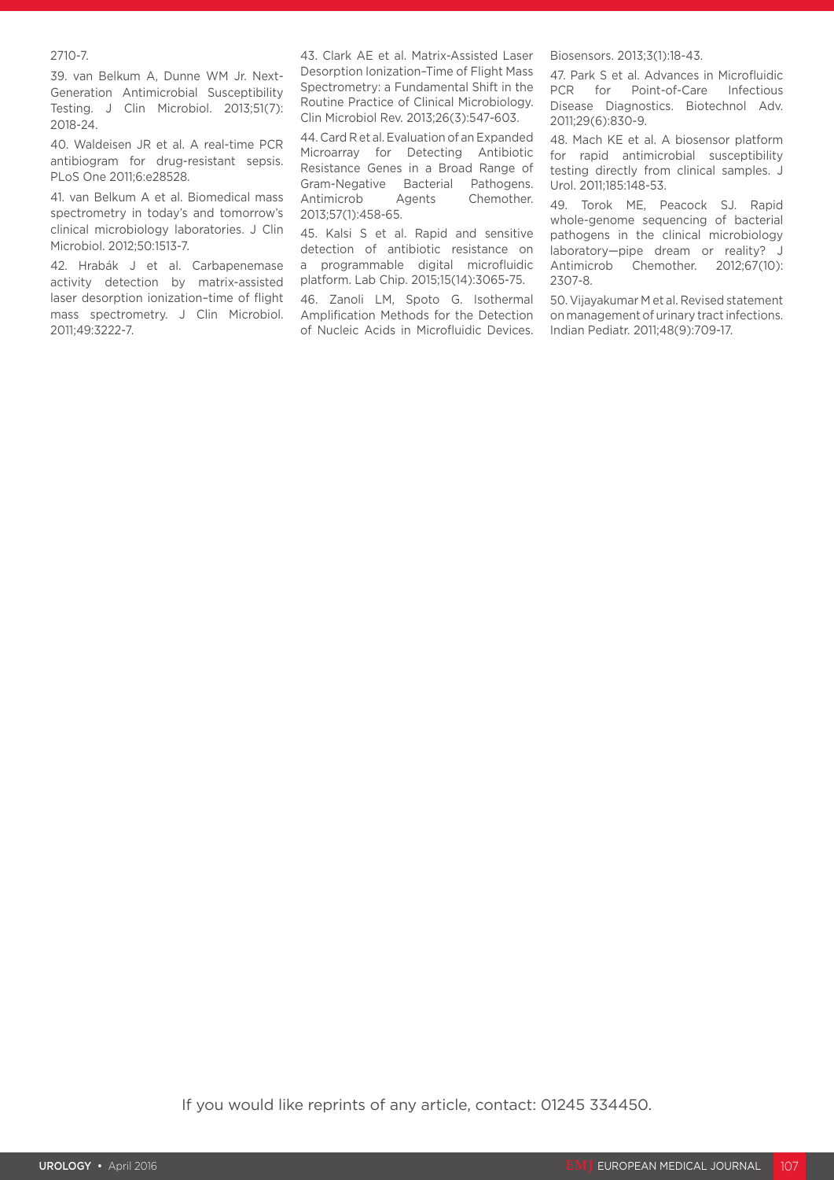2710-7.

39. van Belkum A, Dunne WM Jr. Next-Generation Antimicrobial Susceptibility Testing. J Clin Microbiol. 2013;51(7):2018-24.

40. Waldeisen JR et al. A real-time PCR antibiogram for drug-resistant sepsis. PLoS One 2011;6:e28528.

41. van Belkum A et al. Biomedical mass spectrometry in today's and tomorrow's clinical microbiology laboratories. J Clin Microbiol. 2012;50:1513-7.

42. Hrabák J et al. Carbapenemase activity detection by matrix-assisted laser desorption ionization–time of flight mass spectrometry. J Clin Microbiol. 2011;49:3222-7.

43. Clark AE et al. Matrix-Assisted Laser Desorption Ionization–Time of Flight Mass Spectrometry: a Fundamental Shift in the Routine Practice of Clinical Microbiology. Clin Microbiol Rev. 2013;26(3):547-603.

44. Card R et al. Evaluation of an Expanded Microarray for Detecting Antibiotic Resistance Genes in a Broad Range of Gram-Negative Bacterial Pathogens. Antimicrob Agents Chemother. 2013;57(1):458-65.

45. Kalsi S et al. Rapid and sensitive detection of antibiotic resistance on a programmable digital microfluidic platform. Lab Chip. 2015;15(14):3065-75.

46. Zanoli LM, Spoto G. Isothermal Amplification Methods for the Detection of Nucleic Acids in Microfluidic Devices. Biosensors. 2013;3(1):18-43.

47. Park S et al. Advances in Microfluidic PCR for Point-of-Care Infectious Disease Diagnostics. Biotechnol Adv. 2011;29(6):830-9.

48. Mach KE et al. A biosensor platform for rapid antimicrobial susceptibility testing directly from clinical samples. J Urol. 2011;185:148-53.

49. Torok ME, Peacock SJ. Rapid whole-genome sequencing of bacterial pathogens in the clinical microbiology laboratory—pipe dream or reality? J Antimicrob Chemother. 2012;67(10):2307-8.

50. Vijayakumar M et al. Revised statement on management of urinary tract infections. Indian Pediatr. 2011;48(9):709-17.

If you would like reprints of any article, contact: 01245 334450.